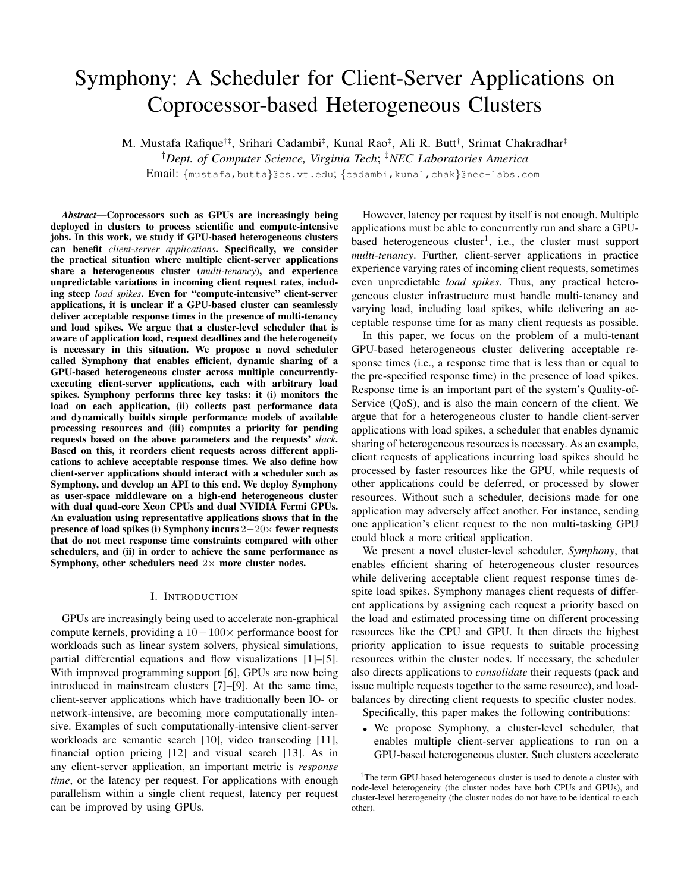# Symphony: A Scheduler for Client-Server Applications on Coprocessor-based Heterogeneous Clusters

M. Mustafa Rafique[†‡], Srihari Cadambi[‡], Kunal Rao[‡], Ali R. Butt[†], Srimat Chakradhar[‡]

[†]*Dept. of Computer Science, Virginia Tech*; [‡]*NEC Laboratories America*

Email: {mustafa,butta}@cs.vt.edu; {cadambi,kunal,chak}@nec-labs.com

***Abstract*—Coprocessors such as GPUs are increasingly being deployed in clusters to process scientific and compute-intensive jobs. In this work, we study if GPU-based heterogeneous clusters can benefit *client-server applications*. Specifically, we consider the practical situation where multiple client-server applications share a heterogeneous cluster (*multi-tenancy*), and experience unpredictable variations in incoming client request rates, including steep *load spikes*. Even for "compute-intensive" client-server applications, it is unclear if a GPU-based cluster can seamlessly deliver acceptable response times in the presence of multi-tenancy and load spikes. We argue that a cluster-level scheduler that is aware of application load, request deadlines and the heterogeneity is necessary in this situation. We propose a novel scheduler called Symphony that enables efficient, dynamic sharing of a GPU-based heterogeneous cluster across multiple concurrently-executing client-server applications, each with arbitrary load spikes. Symphony performs three key tasks: it (i) monitors the load on each application, (ii) collects past performance data and dynamically builds simple performance models of available processing resources and (iii) computes a priority for pending requests based on the above parameters and the requests' *slack*. Based on this, it reorders client requests across different applications to achieve acceptable response times. We also define how client-server applications should interact with a scheduler such as Symphony, and develop an API to this end. We deploy Symphony as user-space middleware on a high-end heterogeneous cluster with dual quad-core Xeon CPUs and dual NVIDIA Fermi GPUs. An evaluation using representative applications shows that in the presence of load spikes (i) Symphony incurs $2-20\times$ fewer requests that do not meet response time constraints compared with other schedulers, and (ii) in order to achieve the same performance as Symphony, other schedulers need $2\times$ more cluster nodes.**

## I. Introduction

GPUs are increasingly being used to accelerate non-graphical compute kernels, providing a $10-100\times$ performance boost for workloads such as linear system solvers, physical simulations, partial differential equations and flow visualizations [1]–[5]. With improved programming support [6], GPUs are now being introduced in mainstream clusters [7]–[9]. At the same time, client-server applications which have traditionally been IO- or network-intensive, are becoming more computationally intensive. Examples of such computationally-intensive client-server workloads are semantic search [10], video transcoding [11], financial option pricing [12] and visual search [13]. As in any client-server application, an important metric is *response time*, or the latency per request. For applications with enough parallelism within a single client request, latency per request can be improved by using GPUs.

However, latency per request by itself is not enough. Multiple applications must be able to concurrently run and share a GPU-based heterogeneous cluster[1], i.e., the cluster must support *multi-tenancy*. Further, client-server applications in practice experience varying rates of incoming client requests, sometimes even unpredictable *load spikes*. Thus, any practical heterogeneous cluster infrastructure must handle multi-tenancy and varying load, including load spikes, while delivering an acceptable response time for as many client requests as possible.

In this paper, we focus on the problem of a multi-tenant GPU-based heterogeneous cluster delivering acceptable response times (i.e., a response time that is less than or equal to the pre-specified response time) in the presence of load spikes. Response time is an important part of the system's Quality-of-Service (QoS), and is also the main concern of the client. We argue that for a heterogeneous cluster to handle client-server applications with load spikes, a scheduler that enables dynamic sharing of heterogeneous resources is necessary. As an example, client requests of applications incurring load spikes should be processed by faster resources like the GPU, while requests of other applications could be deferred, or processed by slower resources. Without such a scheduler, decisions made for one application may adversely affect another. For instance, sending one application's client request to the non multi-tasking GPU could block a more critical application.

We present a novel cluster-level scheduler, *Symphony*, that enables efficient sharing of heterogeneous cluster resources while delivering acceptable client request response times despite load spikes. Symphony manages client requests of different applications by assigning each request a priority based on the load and estimated processing time on different processing resources like the CPU and GPU. It then directs the highest priority application to issue requests to suitable processing resources within the cluster nodes. If necessary, the scheduler also directs applications to *consolidate* their requests (pack and issue multiple requests together to the same resource), and load-balances by directing client requests to specific cluster nodes.

Specifically, this paper makes the following contributions:

- We propose Symphony, a cluster-level scheduler, that enables multiple client-server applications to run on a GPU-based heterogeneous cluster. Such clusters accelerate

[1] The term GPU-based heterogeneous cluster is used to denote a cluster with node-level heterogeneity (the cluster nodes have both CPUs and GPUs), and cluster-level heterogeneity (the cluster nodes do not have to be identical to each other).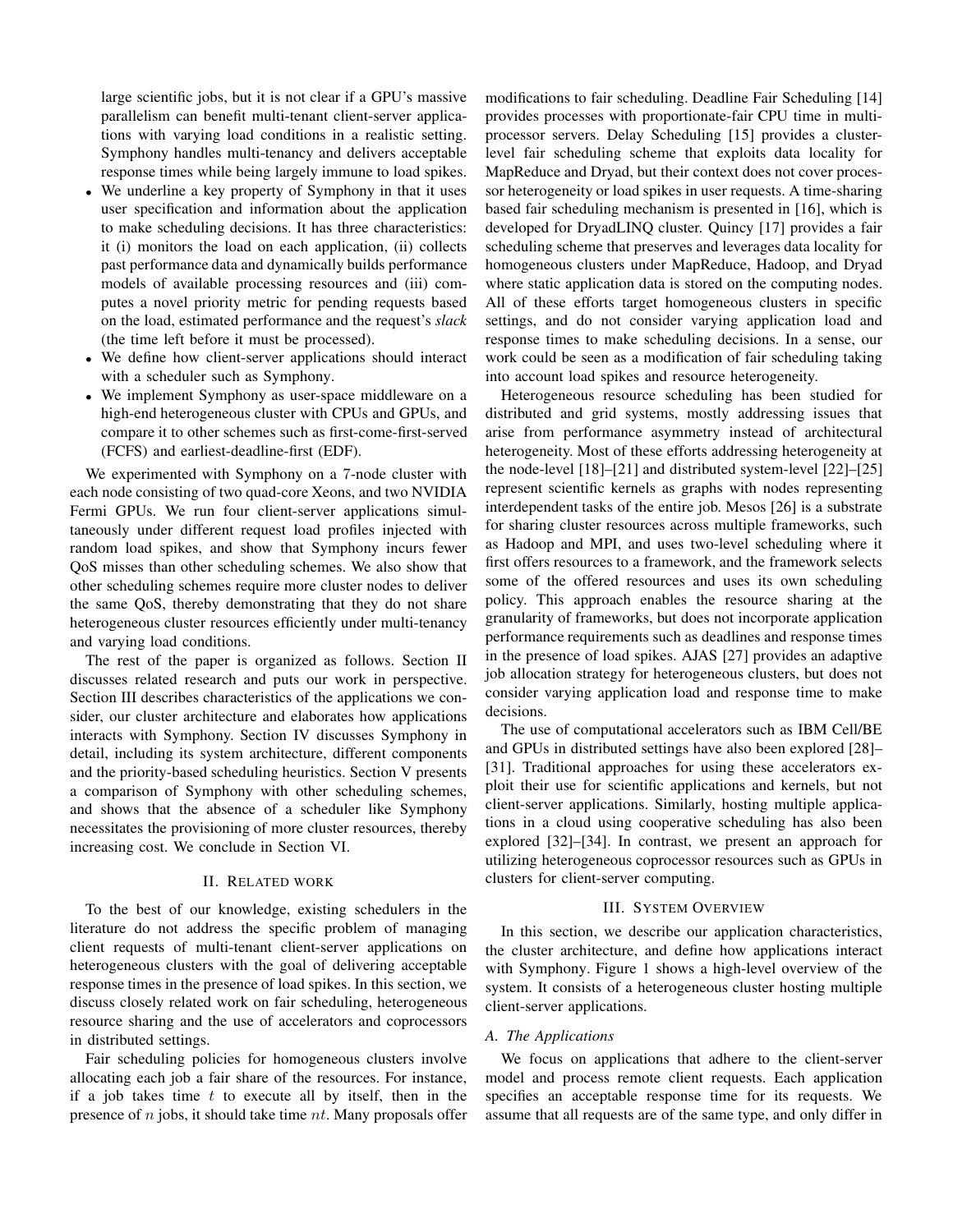large scientific jobs, but it is not clear if a GPU's massive parallelism can benefit multi-tenant client-server applications with varying load conditions in a realistic setting. Symphony handles multi-tenancy and delivers acceptable response times while being largely immune to load spikes.

- We underline a key property of Symphony in that it uses user specification and information about the application to make scheduling decisions. It has three characteristics: it (i) monitors the load on each application, (ii) collects past performance data and dynamically builds performance models of available processing resources and (iii) computes a novel priority metric for pending requests based on the load, estimated performance and the request's *slack* (the time left before it must be processed).
- We define how client-server applications should interact with a scheduler such as Symphony.
- We implement Symphony as user-space middleware on a high-end heterogeneous cluster with CPUs and GPUs, and compare it to other schemes such as first-come-first-served (FCFS) and earliest-deadline-first (EDF).

We experimented with Symphony on a 7-node cluster with each node consisting of two quad-core Xeons, and two NVIDIA Fermi GPUs. We run four client-server applications simultaneously under different request load profiles injected with random load spikes, and show that Symphony incurs fewer QoS misses than other scheduling schemes. We also show that other scheduling schemes require more cluster nodes to deliver the same QoS, thereby demonstrating that they do not share heterogeneous cluster resources efficiently under multi-tenancy and varying load conditions.

The rest of the paper is organized as follows. Section II discusses related research and puts our work in perspective. Section III describes characteristics of the applications we consider, our cluster architecture and elaborates how applications interacts with Symphony. Section IV discusses Symphony in detail, including its system architecture, different components and the priority-based scheduling heuristics. Section V presents a comparison of Symphony with other scheduling schemes, and shows that the absence of a scheduler like Symphony necessitates the provisioning of more cluster resources, thereby increasing cost. We conclude in Section VI.

## II. Related work

To the best of our knowledge, existing schedulers in the literature do not address the specific problem of managing client requests of multi-tenant client-server applications on heterogeneous clusters with the goal of delivering acceptable response times in the presence of load spikes. In this section, we discuss closely related work on fair scheduling, heterogeneous resource sharing and the use of accelerators and coprocessors in distributed settings.

Fair scheduling policies for homogeneous clusters involve allocating each job a fair share of the resources. For instance, if a job takes time $t$ to execute all by itself, then in the presence of $n$ jobs, it should take time $nt$. Many proposals offer modifications to fair scheduling. Deadline Fair Scheduling [14] provides processes with proportionate-fair CPU time in multiprocessor servers. Delay Scheduling [15] provides a cluster-level fair scheduling scheme that exploits data locality for MapReduce and Dryad, but their context does not cover processor heterogeneity or load spikes in user requests. A time-sharing based fair scheduling mechanism is presented in [16], which is developed for DryadLINQ cluster. Quincy [17] provides a fair scheduling scheme that preserves and leverages data locality for homogeneous clusters under MapReduce, Hadoop, and Dryad where static application data is stored on the computing nodes. All of these efforts target homogeneous clusters in specific settings, and do not consider varying application load and response times to make scheduling decisions. In a sense, our work could be seen as a modification of fair scheduling taking into account load spikes and resource heterogeneity.

Heterogeneous resource scheduling has been studied for distributed and grid systems, mostly addressing issues that arise from performance asymmetry instead of architectural heterogeneity. Most of these efforts addressing heterogeneity at the node-level [18]–[21] and distributed system-level [22]–[25] represent scientific kernels as graphs with nodes representing interdependent tasks of the entire job. Mesos [26] is a substrate for sharing cluster resources across multiple frameworks, such as Hadoop and MPI, and uses two-level scheduling where it first offers resources to a framework, and the framework selects some of the offered resources and uses its own scheduling policy. This approach enables the resource sharing at the granularity of frameworks, but does not incorporate application performance requirements such as deadlines and response times in the presence of load spikes. AJAS [27] provides an adaptive job allocation strategy for heterogeneous clusters, but does not consider varying application load and response time to make decisions.

The use of computational accelerators such as IBM Cell/BE and GPUs in distributed settings have also been explored [28]–[31]. Traditional approaches for using these accelerators exploit their use for scientific applications and kernels, but not client-server applications. Similarly, hosting multiple applications in a cloud using cooperative scheduling has also been explored [32]–[34]. In contrast, we present an approach for utilizing heterogeneous coprocessor resources such as GPUs in clusters for client-server computing.

## III. System Overview

In this section, we describe our application characteristics, the cluster architecture, and define how applications interact with Symphony. Figure 1 shows a high-level overview of the system. It consists of a heterogeneous cluster hosting multiple client-server applications.

### A. The Applications

We focus on applications that adhere to the client-server model and process remote client requests. Each application specifies an acceptable response time for its requests. We assume that all requests are of the same type, and only differ in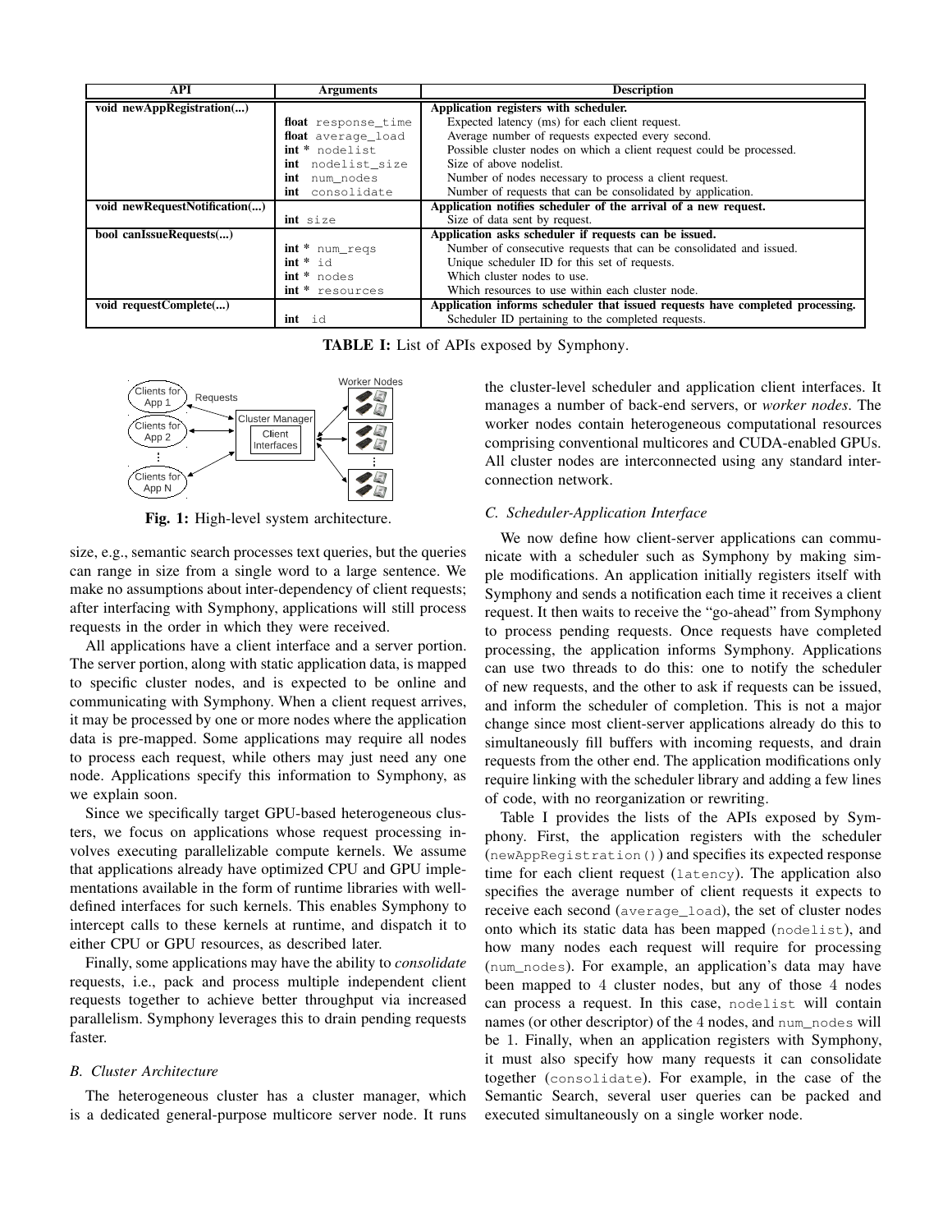| API | Arguments | Description |
|---|---|---|
| **void newAppRegistration(...)** | | **Application registers with scheduler.** |
| | **float** response_time | Expected latency (ms) for each client request. |
| | **float** average_load | Average number of requests expected every second. |
| | **int** * nodelist | Possible cluster nodes on which a client request could be processed. |
| | **int** nodelist_size | Size of above nodelist. |
| | **int** num_nodes | Number of nodes necessary to process a client request. |
| | **int** consolidate | Number of requests that can be consolidated by application. |
| **void newRequestNotification(...)** | | **Application notifies scheduler of the arrival of a new request.** |
| | **int** size | Size of data sent by request. |
| **bool canIssueRequests(...)** | | **Application asks scheduler if requests can be issued.** |
| | **int** * num_reqs | Number of consecutive requests that can be consolidated and issued. |
| | **int** * id | Unique scheduler ID for this set of requests. |
| | **int** * nodes | Which cluster nodes to use. |
| | **int** * resources | Which resources to use within each cluster node. |
| **void requestComplete(...)** | | **Application informs scheduler that issued requests have completed processing.** |
| | **int** id | Scheduler ID pertaining to the completed requests. |

**TABLE I:** List of APIs exposed by Symphony.

Clients for App 1
Requests
Clients for App 2
Clients for App N
Cluster Manager
Client Interfaces
Worker Nodes

**Fig. 1:** High-level system architecture.

size, e.g., semantic search processes text queries, but the queries can range in size from a single word to a large sentence. We make no assumptions about inter-dependency of client requests; after interfacing with Symphony, applications will still process requests in the order in which they were received.

All applications have a client interface and a server portion. The server portion, along with static application data, is mapped to specific cluster nodes, and is expected to be online and communicating with Symphony. When a client request arrives, it may be processed by one or more nodes where the application data is pre-mapped. Some applications may require all nodes to process each request, while others may just need any one node. Applications specify this information to Symphony, as we explain soon.

Since we specifically target GPU-based heterogeneous clusters, we focus on applications whose request processing involves executing parallelizable compute kernels. We assume that applications already have optimized CPU and GPU implementations available in the form of runtime libraries with well-defined interfaces for such kernels. This enables Symphony to intercept calls to these kernels at runtime, and dispatch it to either CPU or GPU resources, as described later.

Finally, some applications may have the ability to *consolidate* requests, i.e., pack and process multiple independent client requests together to achieve better throughput via increased parallelism. Symphony leverages this to drain pending requests faster.

### *B. Cluster Architecture*

The heterogeneous cluster has a cluster manager, which is a dedicated general-purpose multicore server node. It runs the cluster-level scheduler and application client interfaces. It manages a number of back-end servers, or *worker nodes*. The worker nodes contain heterogeneous computational resources comprising conventional multicores and CUDA-enabled GPUs. All cluster nodes are interconnected using any standard interconnection network.

### *C. Scheduler-Application Interface*

We now define how client-server applications can communicate with a scheduler such as Symphony by making simple modifications. An application initially registers itself with Symphony and sends a notification each time it receives a client request. It then waits to receive the "go-ahead" from Symphony to process pending requests. Once requests have completed processing, the application informs Symphony. Applications can use two threads to do this: one to notify the scheduler of new requests, and the other to ask if requests can be issued, and inform the scheduler of completion. This is not a major change since most client-server applications already do this to simultaneously fill buffers with incoming requests, and drain requests from the other end. The application modifications only require linking with the scheduler library and adding a few lines of code, with no reorganization or rewriting.

Table I provides the lists of the APIs exposed by Symphony. First, the application registers with the scheduler (`newAppRegistration()`) and specifies its expected response time for each client request (`latency`). The application also specifies the average number of client requests it expects to receive each second (`average_load`), the set of cluster nodes onto which its static data has been mapped (`nodelist`), and how many nodes each request will require for processing (`num_nodes`). For example, an application's data may have been mapped to 4 cluster nodes, but any of those 4 nodes can process a request. In this case, `nodelist` will contain names (or other descriptor) of the 4 nodes, and `num_nodes` will be 1. Finally, when an application registers with Symphony, it must also specify how many requests it can consolidate together (`consolidate`). For example, in the case of the Semantic Search, several user queries can be packed and executed simultaneously on a single worker node.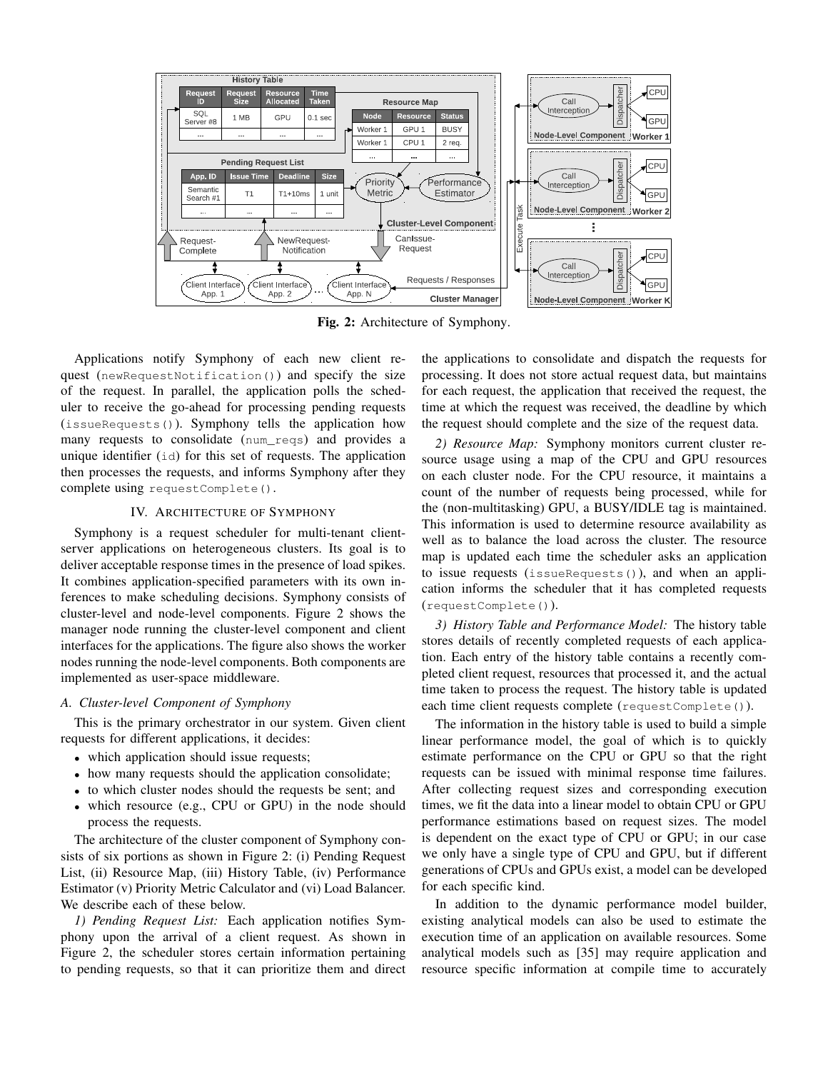Fig. 2: Architecture of Symphony.

Applications notify Symphony of each new client request (`newRequestNotification()`) and specify the size of the request. In parallel, the application polls the scheduler to receive the go-ahead for processing pending requests (`issueRequests()`). Symphony tells the application how many requests to consolidate (`num_reqs`) and provides a unique identifier (`id`) for this set of requests. The application then processes the requests, and informs Symphony after they complete using `requestComplete()`.

## IV. Architecture of Symphony

Symphony is a request scheduler for multi-tenant client-server applications on heterogeneous clusters. Its goal is to deliver acceptable response times in the presence of load spikes. It combines application-specified parameters with its own inferences to make scheduling decisions. Symphony consists of cluster-level and node-level components. Figure 2 shows the manager node running the cluster-level component and client interfaces for the applications. The figure also shows the worker nodes running the node-level components. Both components are implemented as user-space middleware.

### A. Cluster-level Component of Symphony

This is the primary orchestrator in our system. Given client requests for different applications, it decides:

- which application should issue requests;
- how many requests should the application consolidate;
- to which cluster nodes should the requests be sent; and
- which resource (e.g., CPU or GPU) in the node should process the requests.

The architecture of the cluster component of Symphony consists of six portions as shown in Figure 2: (i) Pending Request List, (ii) Resource Map, (iii) History Table, (iv) Performance Estimator (v) Priority Metric Calculator and (vi) Load Balancer. We describe each of these below.

*1) Pending Request List:* Each application notifies Symphony upon the arrival of a client request. As shown in Figure 2, the scheduler stores certain information pertaining to pending requests, so that it can prioritize them and direct the applications to consolidate and dispatch the requests for processing. It does not store actual request data, but maintains for each request, the application that received the request, the time at which the request was received, the deadline by which the request should complete and the size of the request data.

*2) Resource Map:* Symphony monitors current cluster resource usage using a map of the CPU and GPU resources on each cluster node. For the CPU resource, it maintains a count of the number of requests being processed, while for the (non-multitasking) GPU, a BUSY/IDLE tag is maintained. This information is used to determine resource availability as well as to balance the load across the cluster. The resource map is updated each time the scheduler asks an application to issue requests (`issueRequests()`), and when an application informs the scheduler that it has completed requests (`requestComplete()`).

*3) History Table and Performance Model:* The history table stores details of recently completed requests of each application. Each entry of the history table contains a recently completed client request, resources that processed it, and the actual time taken to process the request. The history table is updated each time client requests complete (`requestComplete()`).

The information in the history table is used to build a simple linear performance model, the goal of which is to quickly estimate performance on the CPU or GPU so that the right requests can be issued with minimal response time failures. After collecting request sizes and corresponding execution times, we fit the data into a linear model to obtain CPU or GPU performance estimations based on request sizes. The model is dependent on the exact type of CPU or GPU; in our case we only have a single type of CPU and GPU, but if different generations of CPUs and GPUs exist, a model can be developed for each specific kind.

In addition to the dynamic performance model builder, existing analytical models can also be used to estimate the execution time of an application on available resources. Some analytical models such as [35] may require application and resource specific information at compile time to accurately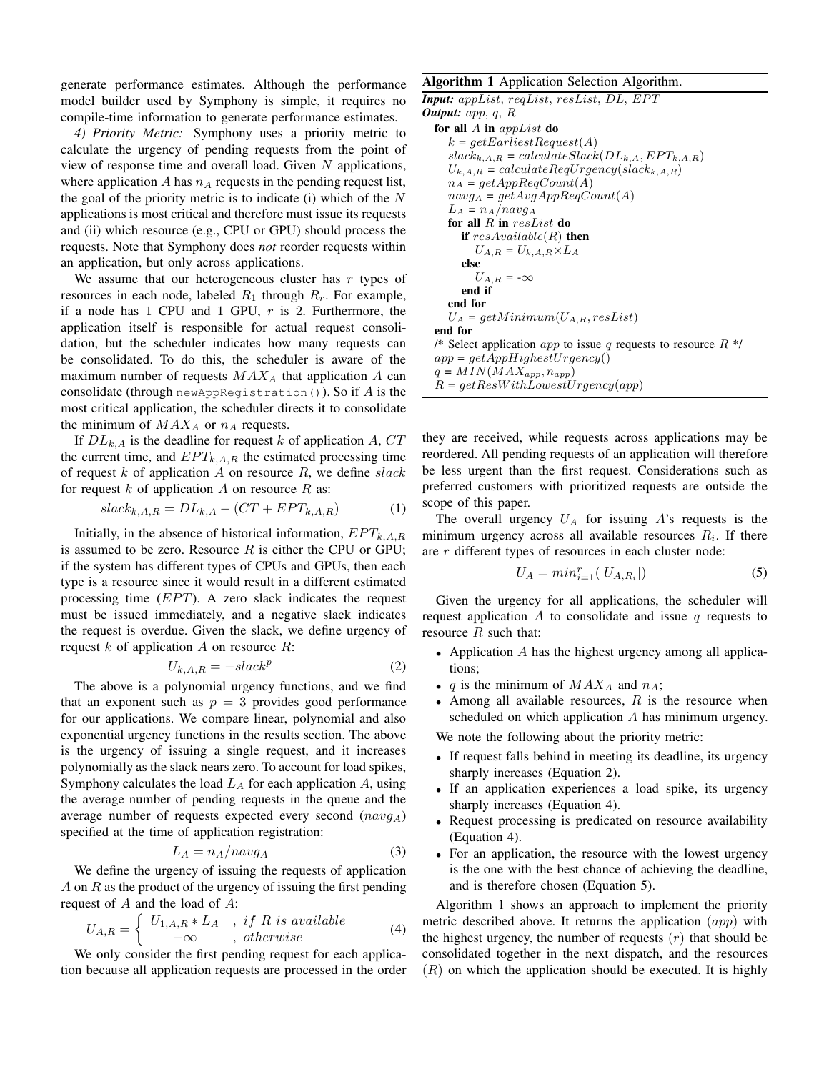generate performance estimates. Although the performance model builder used by Symphony is simple, it requires no compile-time information to generate performance estimates.

*4) Priority Metric:* Symphony uses a priority metric to calculate the urgency of pending requests from the point of view of response time and overall load. Given $N$ applications, where application $A$ has $n_A$ requests in the pending request list, the goal of the priority metric is to indicate (i) which of the $N$ applications is most critical and therefore must issue its requests and (ii) which resource (e.g., CPU or GPU) should process the requests. Note that Symphony does *not* reorder requests within an application, but only across applications.

We assume that our heterogeneous cluster has $r$ types of resources in each node, labeled $R_1$ through $R_r$. For example, if a node has 1 CPU and 1 GPU, $r$ is 2. Furthermore, the application itself is responsible for actual request consolidation, but the scheduler indicates how many requests can be consolidated. To do this, the scheduler is aware of the maximum number of requests $MAX_A$ that application $A$ can consolidate (through `newAppRegistration()`). So if $A$ is the most critical application, the scheduler directs it to consolidate the minimum of $MAX_A$ or $n_A$ requests.

If $DL_{k,A}$ is the deadline for request $k$ of application $A$, $CT$ the current time, and $EPT_{k,A,R}$ the estimated processing time of request $k$ of application $A$ on resource $R$, we define $slack$ for request $k$ of application $A$ on resource $R$ as:

$$slack_{k,A,R} = DL_{k,A} - (CT + EPT_{k,A,R}) \tag{1}$$

Initially, in the absence of historical information, $EPT_{k,A,R}$ is assumed to be zero. Resource $R$ is either the CPU or GPU; if the system has different types of CPUs and GPUs, then each type is a resource since it would result in a different estimated processing time ($EPT$). A zero slack indicates the request must be issued immediately, and a negative slack indicates the request is overdue. Given the slack, we define urgency of request $k$ of application $A$ on resource $R$:

$$U_{k,A,R} = -slack^p \tag{2}$$

The above is a polynomial urgency functions, and we find that an exponent such as $p = 3$ provides good performance for our applications. We compare linear, polynomial and also exponential urgency functions in the results section. The above is the urgency of issuing a single request, and it increases polynomially as the slack nears zero. To account for load spikes, Symphony calculates the load $L_A$ for each application $A$, using the average number of pending requests in the queue and the average number of requests expected every second ($navg_A$) specified at the time of application registration:

$$L_A = n_A / navg_A \tag{3}$$

We define the urgency of issuing the requests of application $A$ on $R$ as the product of the urgency of issuing the first pending request of $A$ and the load of $A$:

$$U_{A,R} = \begin{cases} U_{1,A,R} * L_A & , \; if \; R \; is \; available \\ -\infty & , \; otherwise \end{cases} \tag{4}$$

We only consider the first pending request for each application because all application requests are processed in the order they are received, while requests across applications may be reordered. All pending requests of an application will therefore be less urgent than the first request. Considerations such as preferred customers with prioritized requests are outside the scope of this paper.

The overall urgency $U_A$ for issuing $A$'s requests is the minimum urgency across all available resources $R_i$. If there are $r$ different types of resources in each cluster node:

$$U_A = min_{i=1}^{r}(|U_{A,R_i}|) \tag{5}$$

Given the urgency for all applications, the scheduler will request application $A$ to consolidate and issue $q$ requests to resource $R$ such that:

- Application $A$ has the highest urgency among all applications;
- $q$ is the minimum of $MAX_A$ and $n_A$;
- Among all available resources, $R$ is the resource when scheduled on which application $A$ has minimum urgency.

We note the following about the priority metric:

- If request falls behind in meeting its deadline, its urgency sharply increases (Equation 2).
- If an application experiences a load spike, its urgency sharply increases (Equation 4).
- Request processing is predicated on resource availability (Equation 4).
- For an application, the resource with the lowest urgency is the one with the best chance of achieving the deadline, and is therefore chosen (Equation 5).

Algorithm 1 shows an approach to implement the priority metric described above. It returns the application ($app$) with the highest urgency, the number of requests ($r$) that should be consolidated together in the next dispatch, and the resources ($R$) on which the application should be executed. It is highly

**Algorithm 1** Application Selection Algorithm.

***Input:*** $appList$, $reqList$, $resList$, $DL$, $EPT$
***Output:*** $app$, $q$, $R$

```
for all A in appList do
    k = getEarliestRequest(A)
    slack_{k,A,R} = calculateSlack(DL_{k,A}, EPT_{k,A,R})
    U_{k,A,R} = calculateReqUrgency(slack_{k,A,R})
    n_A = getAppReqCount(A)
    navg_A = getAvgAppReqCount(A)
    L_A = n_A/navg_A
    for all R in resList do
        if resAvailable(R) then
            U_{A,R} = U_{k,A,R} × L_A
        else
            U_{A,R} = -∞
        end if
    end for
    U_A = getMinimum(U_{A,R}, resList)
end for
/* Select application app to issue q requests to resource R */
app = getAppHighestUrgency()
q = MIN(MAX_app, n_app)
R = getResWithLowestUrgency(app)
```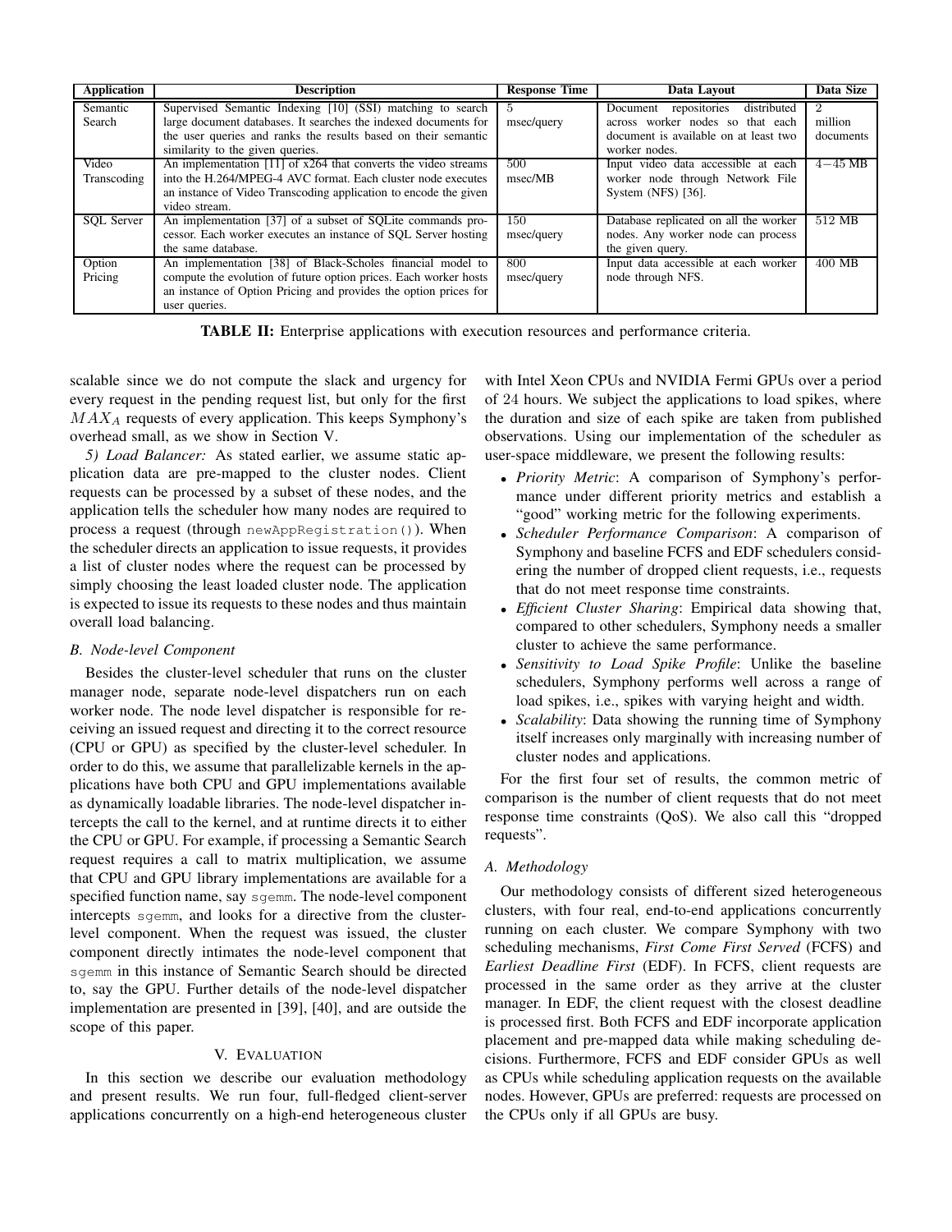| Application | Description | Response Time | Data Layout | Data Size |
|---|---|---|---|---|
| Semantic Search | Supervised Semantic Indexing [10] (SSI) matching to search large document databases. It searches the indexed documents for the user queries and ranks the results based on their semantic similarity to the given queries. | 5 msec/query | Document repositories distributed across worker nodes so that each document is available on at least two worker nodes. | 2 million documents |
| Video Transcoding | An implementation [11] of x264 that converts the video streams into the H.264/MPEG-4 AVC format. Each cluster node executes an instance of Video Transcoding application to encode the given video stream. | 500 msec/MB | Input video data accessible at each worker node through Network File System (NFS) [36]. | 4−45 MB |
| SQL Server | An implementation [37] of a subset of SQLite commands processor. Each worker executes an instance of SQL Server hosting the same database. | 150 msec/query | Database replicated on all the worker nodes. Any worker node can process the given query. | 512 MB |
| Option Pricing | An implementation [38] of Black-Scholes financial model to compute the evolution of future option prices. Each worker hosts an instance of Option Pricing and provides the option prices for user queries. | 800 msec/query | Input data accessible at each worker node through NFS. | 400 MB |

**TABLE II:** Enterprise applications with execution resources and performance criteria.

scalable since we do not compute the slack and urgency for every request in the pending request list, but only for the first $MAX_A$ requests of every application. This keeps Symphony's overhead small, as we show in Section V.

*5) Load Balancer:* As stated earlier, we assume static application data are pre-mapped to the cluster nodes. Client requests can be processed by a subset of these nodes, and the application tells the scheduler how many nodes are required to process a request (through `newAppRegistration()`). When the scheduler directs an application to issue requests, it provides a list of cluster nodes where the request can be processed by simply choosing the least loaded cluster node. The application is expected to issue its requests to these nodes and thus maintain overall load balancing.

### B. Node-level Component

Besides the cluster-level scheduler that runs on the cluster manager node, separate node-level dispatchers run on each worker node. The node level dispatcher is responsible for receiving an issued request and directing it to the correct resource (CPU or GPU) as specified by the cluster-level scheduler. In order to do this, we assume that parallelizable kernels in the applications have both CPU and GPU implementations available as dynamically loadable libraries. The node-level dispatcher intercepts the call to the kernel, and at runtime directs it to either the CPU or GPU. For example, if processing a Semantic Search request requires a call to matrix multiplication, we assume that CPU and GPU library implementations are available for a specified function name, say `sgemm`. The node-level component intercepts `sgemm`, and looks for a directive from the cluster-level component. When the request was issued, the cluster component directly intimates the node-level component that `sgemm` in this instance of Semantic Search should be directed to, say the GPU. Further details of the node-level dispatcher implementation are presented in [39], [40], and are outside the scope of this paper.

## V. Evaluation

In this section we describe our evaluation methodology and present results. We run four, full-fledged client-server applications concurrently on a high-end heterogeneous cluster with Intel Xeon CPUs and NVIDIA Fermi GPUs over a period of 24 hours. We subject the applications to load spikes, where the duration and size of each spike are taken from published observations. Using our implementation of the scheduler as user-space middleware, we present the following results:

- *Priority Metric*: A comparison of Symphony's performance under different priority metrics and establish a "good" working metric for the following experiments.
- *Scheduler Performance Comparison*: A comparison of Symphony and baseline FCFS and EDF schedulers considering the number of dropped client requests, i.e., requests that do not meet response time constraints.
- *Efficient Cluster Sharing*: Empirical data showing that, compared to other schedulers, Symphony needs a smaller cluster to achieve the same performance.
- *Sensitivity to Load Spike Profile*: Unlike the baseline schedulers, Symphony performs well across a range of load spikes, i.e., spikes with varying height and width.
- *Scalability*: Data showing the running time of Symphony itself increases only marginally with increasing number of cluster nodes and applications.

For the first four set of results, the common metric of comparison is the number of client requests that do not meet response time constraints (QoS). We also call this "dropped requests".

### A. Methodology

Our methodology consists of different sized heterogeneous clusters, with four real, end-to-end applications concurrently running on each cluster. We compare Symphony with two scheduling mechanisms, *First Come First Served* (FCFS) and *Earliest Deadline First* (EDF). In FCFS, client requests are processed in the same order as they arrive at the cluster manager. In EDF, the client request with the closest deadline is processed first. Both FCFS and EDF incorporate application placement and pre-mapped data while making scheduling decisions. Furthermore, FCFS and EDF consider GPUs as well as CPUs while scheduling application requests on the available nodes. However, GPUs are preferred: requests are processed on the CPUs only if all GPUs are busy.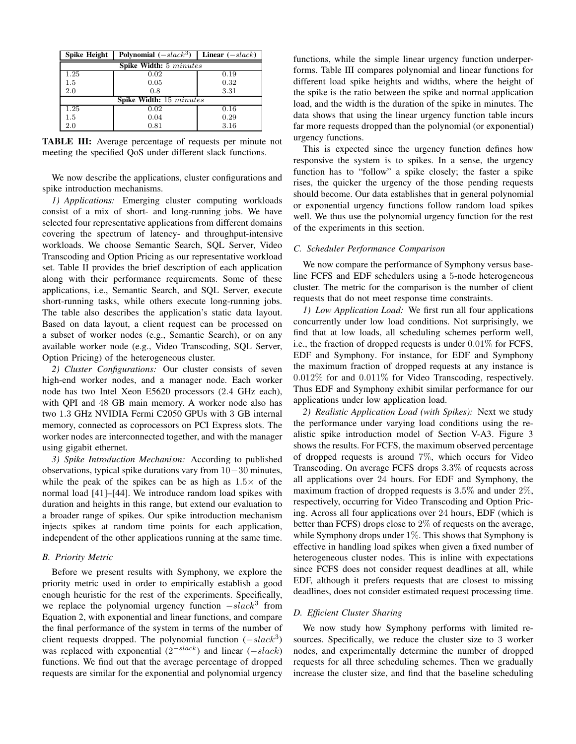| Spike Height | Polynomial ($-slack^3$) | Linear ($-slack$) |
|---|---|---|
| **Spike Width:** $5$ *minutes* | | |
| 1.25 | 0.02 | 0.19 |
| 1.5 | 0.05 | 0.32 |
| 2.0 | 0.8 | 3.31 |
| **Spike Width:** $15$ *minutes* | | |
| 1.25 | 0.02 | 0.16 |
| 1.5 | 0.04 | 0.29 |
| 2.0 | 0.81 | 3.16 |

**TABLE III:** Average percentage of requests per minute not meeting the specified QoS under different slack functions.

We now describe the applications, cluster configurations and spike introduction mechanisms.

*1) Applications:* Emerging cluster computing workloads consist of a mix of short- and long-running jobs. We have selected four representative applications from different domains covering the spectrum of latency- and throughput-intensive workloads. We choose Semantic Search, SQL Server, Video Transcoding and Option Pricing as our representative workload set. Table II provides the brief description of each application along with their performance requirements. Some of these applications, i.e., Semantic Search, and SQL Server, execute short-running tasks, while others execute long-running jobs. The table also describes the application's static data layout. Based on data layout, a client request can be processed on a subset of worker nodes (e.g., Semantic Search), or on any available worker node (e.g., Video Transcoding, SQL Server, Option Pricing) of the heterogeneous cluster.

*2) Cluster Configurations:* Our cluster consists of seven high-end worker nodes, and a manager node. Each worker node has two Intel Xeon E5620 processors (2.4 GHz each), with QPI and 48 GB main memory. A worker node also has two 1.3 GHz NVIDIA Fermi C2050 GPUs with 3 GB internal memory, connected as coprocessors on PCI Express slots. The worker nodes are interconnected together, and with the manager using gigabit ethernet.

*3) Spike Introduction Mechanism:* According to published observations, typical spike durations vary from $10-30$ minutes, while the peak of the spikes can be as high as $1.5\times$ of the normal load [41]–[44]. We introduce random load spikes with duration and heights in this range, but extend our evaluation to a broader range of spikes. Our spike introduction mechanism injects spikes at random time points for each application, independent of the other applications running at the same time.

### B. Priority Metric

Before we present results with Symphony, we explore the priority metric used in order to empirically establish a good enough heuristic for the rest of the experiments. Specifically, we replace the polynomial urgency function $-slack^3$ from Equation 2, with exponential and linear functions, and compare the final performance of the system in terms of the number of client requests dropped. The polynomial function ($-slack^3$) was replaced with exponential ($2^{-slack}$) and linear ($-slack$) functions. We find out that the average percentage of dropped requests are similar for the exponential and polynomial urgency functions, while the simple linear urgency function underperforms. Table III compares polynomial and linear functions for different load spike heights and widths, where the height of the spike is the ratio between the spike and normal application load, and the width is the duration of the spike in minutes. The data shows that using the linear urgency function table incurs far more requests dropped than the polynomial (or exponential) urgency functions.

This is expected since the urgency function defines how responsive the system is to spikes. In a sense, the urgency function has to "follow" a spike closely; the faster a spike rises, the quicker the urgency of the those pending requests should become. Our data establishes that in general polynomial or exponential urgency functions follow random load spikes well. We thus use the polynomial urgency function for the rest of the experiments in this section.

### C. Scheduler Performance Comparison

We now compare the performance of Symphony versus baseline FCFS and EDF schedulers using a 5-node heterogeneous cluster. The metric for the comparison is the number of client requests that do not meet response time constraints.

*1) Low Application Load:* We first run all four applications concurrently under low load conditions. Not surprisingly, we find that at low loads, all scheduling schemes perform well, i.e., the fraction of dropped requests is under 0.01% for FCFS, EDF and Symphony. For instance, for EDF and Symphony the maximum fraction of dropped requests at any instance is 0.012% for and 0.011% for Video Transcoding, respectively. Thus EDF and Symphony exhibit similar performance for our applications under low application load.

*2) Realistic Application Load (with Spikes):* Next we study the performance under varying load conditions using the realistic spike introduction model of Section V-A3. Figure 3 shows the results. For FCFS, the maximum observed percentage of dropped requests is around 7%, which occurs for Video Transcoding. On average FCFS drops 3.3% of requests across all applications over 24 hours. For EDF and Symphony, the maximum fraction of dropped requests is 3.5% and under 2%, respectively, occurring for Video Transcoding and Option Pricing. Across all four applications over 24 hours, EDF (which is better than FCFS) drops close to 2% of requests on the average, while Symphony drops under 1%. This shows that Symphony is effective in handling load spikes when given a fixed number of heterogeneous cluster nodes. This is inline with expectations since FCFS does not consider request deadlines at all, while EDF, although it prefers requests that are closest to missing deadlines, does not consider estimated request processing time.

### D. Efficient Cluster Sharing

We now study how Symphony performs with limited resources. Specifically, we reduce the cluster size to 3 worker nodes, and experimentally determine the number of dropped requests for all three scheduling schemes. Then we gradually increase the cluster size, and find that the baseline scheduling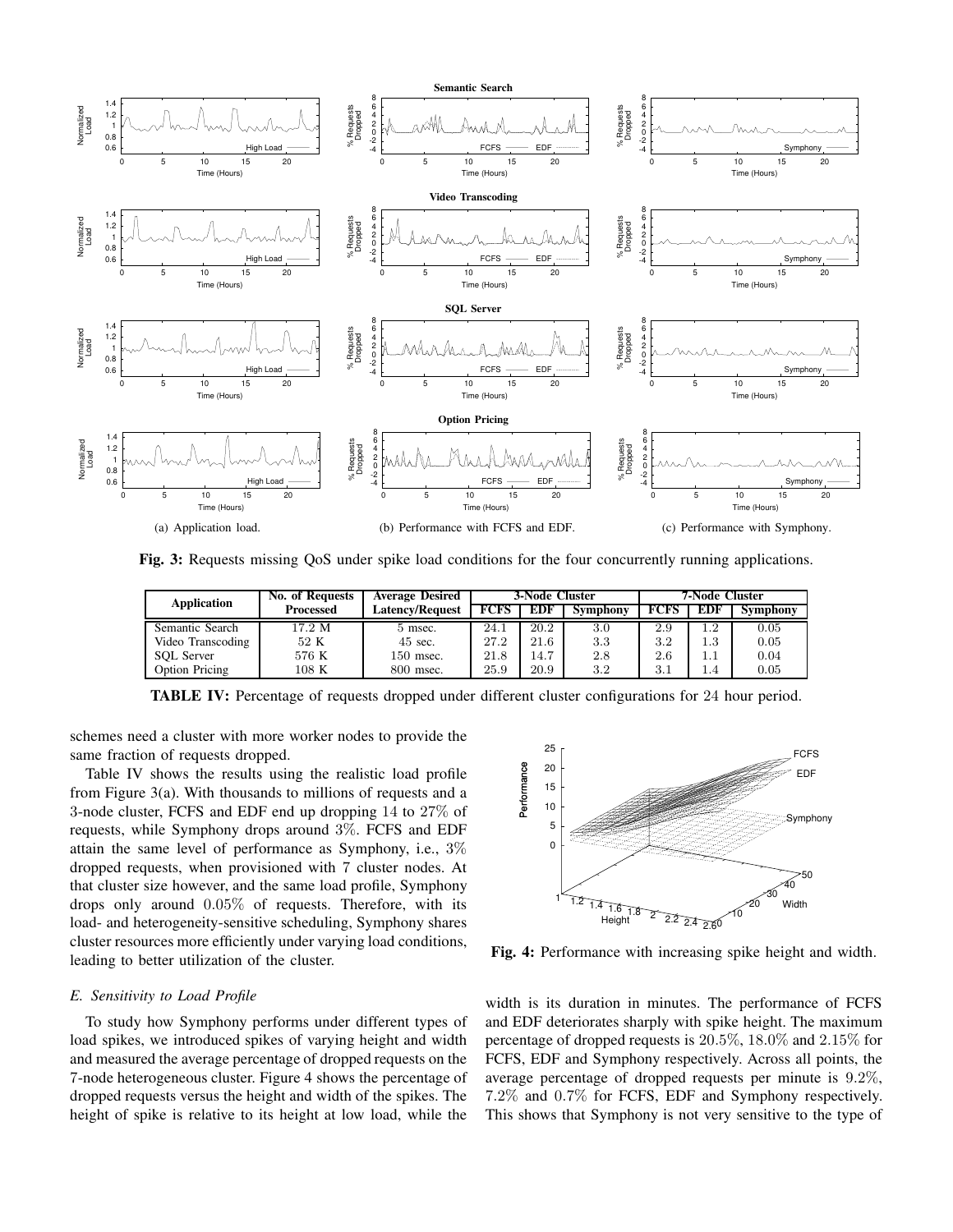Fig. 3: Requests missing QoS under spike load conditions for the four concurrently running applications.

(a) Application load. (b) Performance with FCFS and EDF. (c) Performance with Symphony.

| Application | No. of Requests Processed | Average Desired Latency/Request | 3-Node Cluster | | | 7-Node Cluster | | |
|---|---|---|---|---|---|---|---|---|
| | | | FCFS | EDF | Symphony | FCFS | EDF | Symphony |
| Semantic Search | 17.2 M | 5 msec. | 24.1 | 20.2 | 3.0 | 2.9 | 1.2 | 0.05 |
| Video Transcoding | 52 K | 45 sec. | 27.2 | 21.6 | 3.3 | 3.2 | 1.3 | 0.05 |
| SQL Server | 576 K | 150 msec. | 21.8 | 14.7 | 2.8 | 2.6 | 1.1 | 0.04 |
| Option Pricing | 108 K | 800 msec. | 25.9 | 20.9 | 3.2 | 3.1 | 1.4 | 0.05 |

**TABLE IV:** Percentage of requests dropped under different cluster configurations for 24 hour period.

schemes need a cluster with more worker nodes to provide the same fraction of requests dropped.

Table IV shows the results using the realistic load profile from Figure 3(a). With thousands to millions of requests and a 3-node cluster, FCFS and EDF end up dropping 14 to 27% of requests, while Symphony drops around 3%. FCFS and EDF attain the same level of performance as Symphony, i.e., 3% dropped requests, when provisioned with 7 cluster nodes. At that cluster size however, and the same load profile, Symphony drops only around 0.05% of requests. Therefore, with its load- and heterogeneity-sensitive scheduling, Symphony shares cluster resources more efficiently under varying load conditions, leading to better utilization of the cluster.

Fig. 4: Performance with increasing spike height and width.

### E. Sensitivity to Load Profile

To study how Symphony performs under different types of load spikes, we introduced spikes of varying height and width and measured the average percentage of dropped requests on the 7-node heterogeneous cluster. Figure 4 shows the percentage of dropped requests versus the height and width of the spikes. The height of spike is relative to its height at low load, while the width is its duration in minutes. The performance of FCFS and EDF deteriorates sharply with spike height. The maximum percentage of dropped requests is 20.5%, 18.0% and 2.15% for FCFS, EDF and Symphony respectively. Across all points, the average percentage of dropped requests per minute is 9.2%, 7.2% and 0.7% for FCFS, EDF and Symphony respectively. This shows that Symphony is not very sensitive to the type of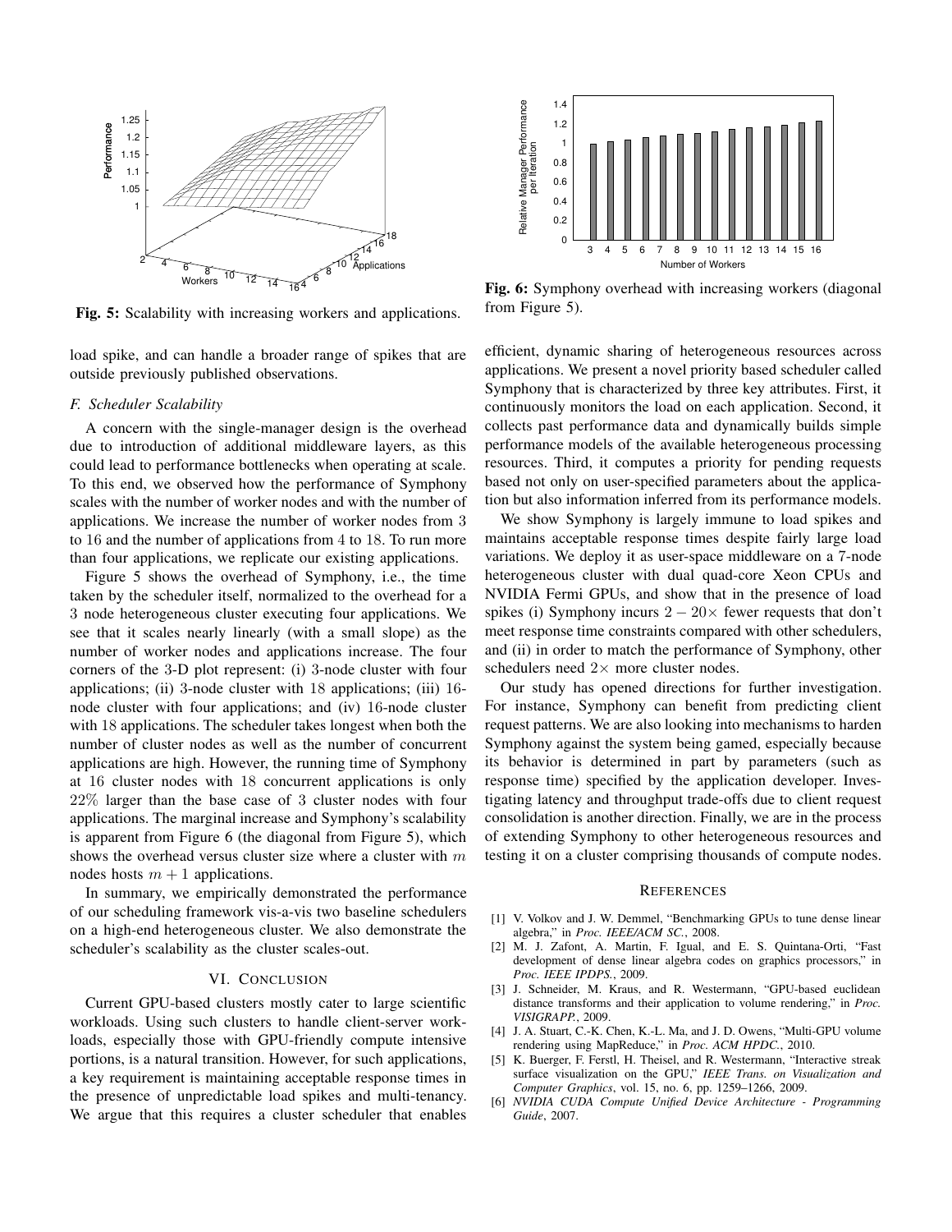Performance
1.25
1.2
1.15
1.1
1.05
1
2 4 6 8 10 12 14 16
Workers
4 6 8 10 12 14 16 18
Applications

**Fig. 5:** Scalability with increasing workers and applications.

Relative Manager Performance per Iteration
1.4
1.2
1
0.8
0.6
0.4
0.2
0
3 4 5 6 7 8 9 10 11 12 13 14 15 16
Number of Workers

**Fig. 6:** Symphony overhead with increasing workers (diagonal from Figure 5).

load spike, and can handle a broader range of spikes that are outside previously published observations.

### *F. Scheduler Scalability*

A concern with the single-manager design is the overhead due to introduction of additional middleware layers, as this could lead to performance bottlenecks when operating at scale. To this end, we observed how the performance of Symphony scales with the number of worker nodes and with the number of applications. We increase the number of worker nodes from 3 to 16 and the number of applications from 4 to 18. To run more than four applications, we replicate our existing applications.

Figure 5 shows the overhead of Symphony, i.e., the time taken by the scheduler itself, normalized to the overhead for a 3 node heterogeneous cluster executing four applications. We see that it scales nearly linearly (with a small slope) as the number of worker nodes and applications increase. The four corners of the 3-D plot represent: (i) 3-node cluster with four applications; (ii) 3-node cluster with 18 applications; (iii) 16-node cluster with four applications; and (iv) 16-node cluster with 18 applications. The scheduler takes longest when both the number of cluster nodes as well as the number of concurrent applications are high. However, the running time of Symphony at 16 cluster nodes with 18 concurrent applications is only 22% larger than the base case of 3 cluster nodes with four applications. The marginal increase and Symphony's scalability is apparent from Figure 6 (the diagonal from Figure 5), which shows the overhead versus cluster size where a cluster with $m$ nodes hosts $m + 1$ applications.

In summary, we empirically demonstrated the performance of our scheduling framework vis-a-vis two baseline schedulers on a high-end heterogeneous cluster. We also demonstrate the scheduler's scalability as the cluster scales-out.

## VI. Conclusion

Current GPU-based clusters mostly cater to large scientific workloads. Using such clusters to handle client-server workloads, especially those with GPU-friendly compute intensive portions, is a natural transition. However, for such applications, a key requirement is maintaining acceptable response times in the presence of unpredictable load spikes and multi-tenancy. We argue that this requires a cluster scheduler that enables efficient, dynamic sharing of heterogeneous resources across applications. We present a novel priority based scheduler called Symphony that is characterized by three key attributes. First, it continuously monitors the load on each application. Second, it collects past performance data and dynamically builds simple performance models of the available heterogeneous processing resources. Third, it computes a priority for pending requests based not only on user-specified parameters about the application but also information inferred from its performance models.

We show Symphony is largely immune to load spikes and maintains acceptable response times despite fairly large load variations. We deploy it as user-space middleware on a 7-node heterogeneous cluster with dual quad-core Xeon CPUs and NVIDIA Fermi GPUs, and show that in the presence of load spikes (i) Symphony incurs $2 - 20\times$ fewer requests that don't meet response time constraints compared with other schedulers, and (ii) in order to match the performance of Symphony, other schedulers need $2\times$ more cluster nodes.

Our study has opened directions for further investigation. For instance, Symphony can benefit from predicting client request patterns. We are also looking into mechanisms to harden Symphony against the system being gamed, especially because its behavior is determined in part by parameters (such as response time) specified by the application developer. Investigating latency and throughput trade-offs due to client request consolidation is another direction. Finally, we are in the process of extending Symphony to other heterogeneous resources and testing it on a cluster comprising thousands of compute nodes.

## References

[1] V. Volkov and J. W. Demmel, "Benchmarking GPUs to tune dense linear algebra," in *Proc. IEEE/ACM SC.*, 2008.

[2] M. J. Zafont, A. Martin, F. Igual, and E. S. Quintana-Orti, "Fast development of dense linear algebra codes on graphics processors," in *Proc. IEEE IPDPS.*, 2009.

[3] J. Schneider, M. Kraus, and R. Westermann, "GPU-based euclidean distance transforms and their application to volume rendering," in *Proc. VISIGRAPP.*, 2009.

[4] J. A. Stuart, C.-K. Chen, K.-L. Ma, and J. D. Owens, "Multi-GPU volume rendering using MapReduce," in *Proc. ACM HPDC.*, 2010.

[5] K. Buerger, F. Ferstl, H. Theisel, and R. Westermann, "Interactive streak surface visualization on the GPU," *IEEE Trans. on Visualization and Computer Graphics*, vol. 15, no. 6, pp. 1259–1266, 2009.

[6] *NVIDIA CUDA Compute Unified Device Architecture - Programming Guide*, 2007.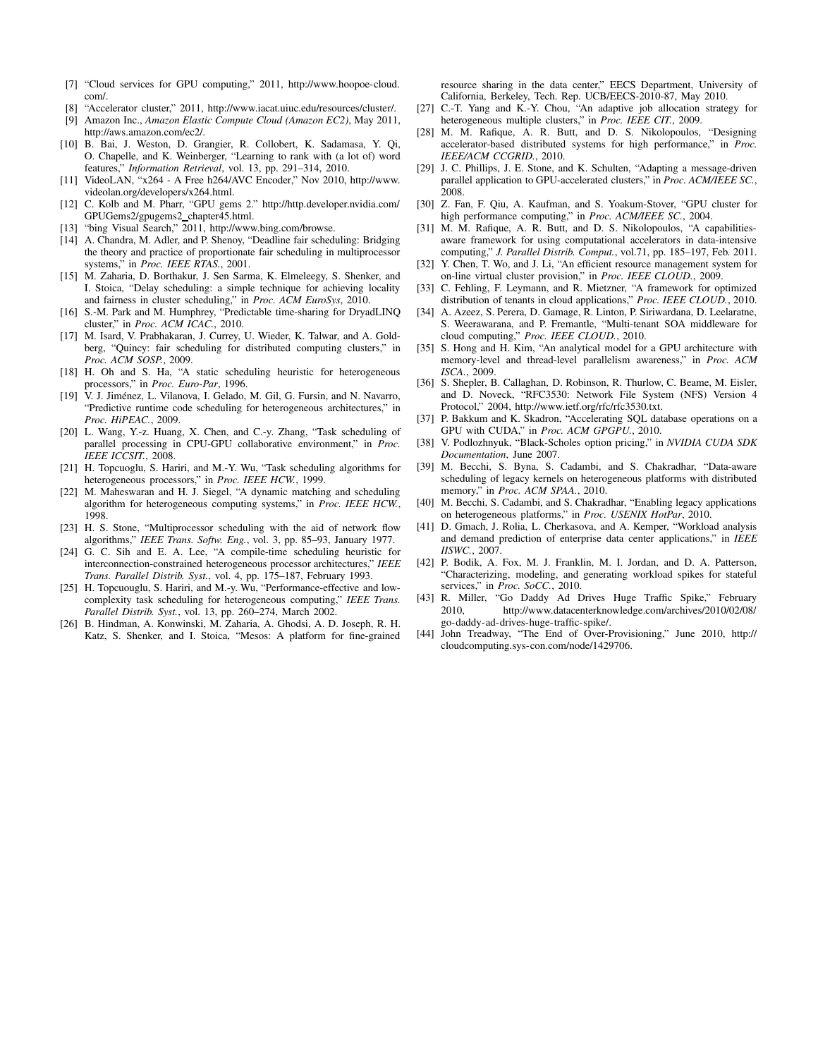[7] "Cloud services for GPU computing," 2011, http://www.hoopoe-cloud.com/.

[8] "Accelerator cluster," 2011, http://www.iacat.uiuc.edu/resources/cluster/.

[9] Amazon Inc., *Amazon Elastic Compute Cloud (Amazon EC2)*, May 2011, http://aws.amazon.com/ec2/.

[10] B. Bai, J. Weston, D. Grangier, R. Collobert, K. Sadamasa, Y. Qi, O. Chapelle, and K. Weinberger, "Learning to rank with (a lot of) word features," *Information Retrieval*, vol. 13, pp. 291–314, 2010.

[11] VideoLAN, "x264 - A Free h264/AVC Encoder," Nov 2010, http://www.videolan.org/developers/x264.html.

[12] C. Kolb and M. Pharr, "GPU gems 2." http://http.developer.nvidia.com/GPUGems2/gpugems2_chapter45.html.

[13] "bing Visual Search," 2011, http://www.bing.com/browse.

[14] A. Chandra, M. Adler, and P. Shenoy, "Deadline fair scheduling: Bridging the theory and practice of proportionate fair scheduling in multiprocessor systems," in *Proc. IEEE RTAS.*, 2001.

[15] M. Zaharia, D. Borthakur, J. Sen Sarma, K. Elmeleegy, S. Shenker, and I. Stoica, "Delay scheduling: a simple technique for achieving locality and fairness in cluster scheduling," in *Proc. ACM EuroSys*, 2010.

[16] S.-M. Park and M. Humphrey, "Predictable time-sharing for DryadLINQ cluster," in *Proc. ACM ICAC.*, 2010.

[17] M. Isard, V. Prabhakaran, J. Currey, U. Wieder, K. Talwar, and A. Goldberg, "Quincy: fair scheduling for distributed computing clusters," in *Proc. ACM SOSP.*, 2009.

[18] H. Oh and S. Ha, "A static scheduling heuristic for heterogeneous processors," in *Proc. Euro-Par*, 1996.

[19] V. J. Jiménez, L. Vilanova, I. Gelado, M. Gil, G. Fursin, and N. Navarro, "Predictive runtime code scheduling for heterogeneous architectures," in *Proc. HiPEAC.*, 2009.

[20] L. Wang, Y.-z. Huang, X. Chen, and C.-y. Zhang, "Task scheduling of parallel processing in CPU-GPU collaborative environment," in *Proc. IEEE ICCSIT.*, 2008.

[21] H. Topcuoglu, S. Hariri, and M.-Y. Wu, "Task scheduling algorithms for heterogeneous processors," in *Proc. IEEE HCW.*, 1999.

[22] M. Maheswaran and H. J. Siegel, "A dynamic matching and scheduling algorithm for heterogeneous computing systems," in *Proc. IEEE HCW.*, 1998.

[23] H. S. Stone, "Multiprocessor scheduling with the aid of network flow algorithms," *IEEE Trans. Softw. Eng.*, vol. 3, pp. 85–93, January 1977.

[24] G. C. Sih and E. A. Lee, "A compile-time scheduling heuristic for interconnection-constrained heterogeneous processor architectures," *IEEE Trans. Parallel Distrib. Syst.*, vol. 4, pp. 175–187, February 1993.

[25] H. Topcuouglu, S. Hariri, and M.-y. Wu, "Performance-effective and low-complexity task scheduling for heterogeneous computing," *IEEE Trans. Parallel Distrib. Syst.*, vol. 13, pp. 260–274, March 2002.

[26] B. Hindman, A. Konwinski, M. Zaharia, A. Ghodsi, A. D. Joseph, R. H. Katz, S. Shenker, and I. Stoica, "Mesos: A platform for fine-grained resource sharing in the data center," EECS Department, University of California, Berkeley, Tech. Rep. UCB/EECS-2010-87, May 2010.

[27] C.-T. Yang and K.-Y. Chou, "An adaptive job allocation strategy for heterogeneous multiple clusters," in *Proc. IEEE CIT.*, 2009.

[28] M. M. Rafique, A. R. Butt, and D. S. Nikolopoulos, "Designing accelerator-based distributed systems for high performance," in *Proc. IEEE/ACM CCGRID.*, 2010.

[29] J. C. Phillips, J. E. Stone, and K. Schulten, "Adapting a message-driven parallel application to GPU-accelerated clusters," in *Proc. ACM/IEEE SC.*, 2008.

[30] Z. Fan, F. Qiu, A. Kaufman, and S. Yoakum-Stover, "GPU cluster for high performance computing," in *Proc. ACM/IEEE SC.*, 2004.

[31] M. M. Rafique, A. R. Butt, and D. S. Nikolopoulos, "A capabilities-aware framework for using computational accelerators in data-intensive computing," *J. Parallel Distrib. Comput.*, vol.71, pp. 185–197, Feb. 2011.

[32] Y. Chen, T. Wo, and J. Li, "An efficient resource management system for on-line virtual cluster provision," in *Proc. IEEE CLOUD.*, 2009.

[33] C. Fehling, F. Leymann, and R. Mietzner, "A framework for optimized distribution of tenants in cloud applications," *Proc. IEEE CLOUD.*, 2010.

[34] A. Azeez, S. Perera, D. Gamage, R. Linton, P. Siriwardana, D. Leelaratne, S. Weerawarana, and P. Fremantle, "Multi-tenant SOA middleware for cloud computing," *Proc. IEEE CLOUD.*, 2010.

[35] S. Hong and H. Kim, "An analytical model for a GPU architecture with memory-level and thread-level parallelism awareness," in *Proc. ACM ISCA.*, 2009.

[36] S. Shepler, B. Callaghan, D. Robinson, R. Thurlow, C. Beame, M. Eisler, and D. Noveck, "RFC3530: Network File System (NFS) Version 4 Protocol," 2004, http://www.ietf.org/rfc/rfc3530.txt.

[37] P. Bakkum and K. Skadron, "Accelerating SQL database operations on a GPU with CUDA," in *Proc. ACM GPGPU.*, 2010.

[38] V. Podlozhnyuk, "Black-Scholes option pricing," in *NVIDIA CUDA SDK Documentation*, June 2007.

[39] M. Becchi, S. Byna, S. Cadambi, and S. Chakradhar, "Data-aware scheduling of legacy kernels on heterogeneous platforms with distributed memory," in *Proc. ACM SPAA.*, 2010.

[40] M. Becchi, S. Cadambi, and S. Chakradhar, "Enabling legacy applications on heterogeneous platforms," in *Proc. USENIX HotPar*, 2010.

[41] D. Gmach, J. Rolia, L. Cherkasova, and A. Kemper, "Workload analysis and demand prediction of enterprise data center applications," in *IEEE IISWC.*, 2007.

[42] P. Bodik, A. Fox, M. J. Franklin, M. I. Jordan, and D. A. Patterson, "Characterizing, modeling, and generating workload spikes for stateful services," in *Proc. SoCC.*, 2010.

[43] R. Miller, "Go Daddy Ad Drives Huge Traffic Spike," February 2010, http://www.datacenterknowledge.com/archives/2010/02/08/go-daddy-ad-drives-huge-traffic-spike/.

[44] John Treadway, "The End of Over-Provisioning," June 2010, http://cloudcomputing.sys-con.com/node/1429706.